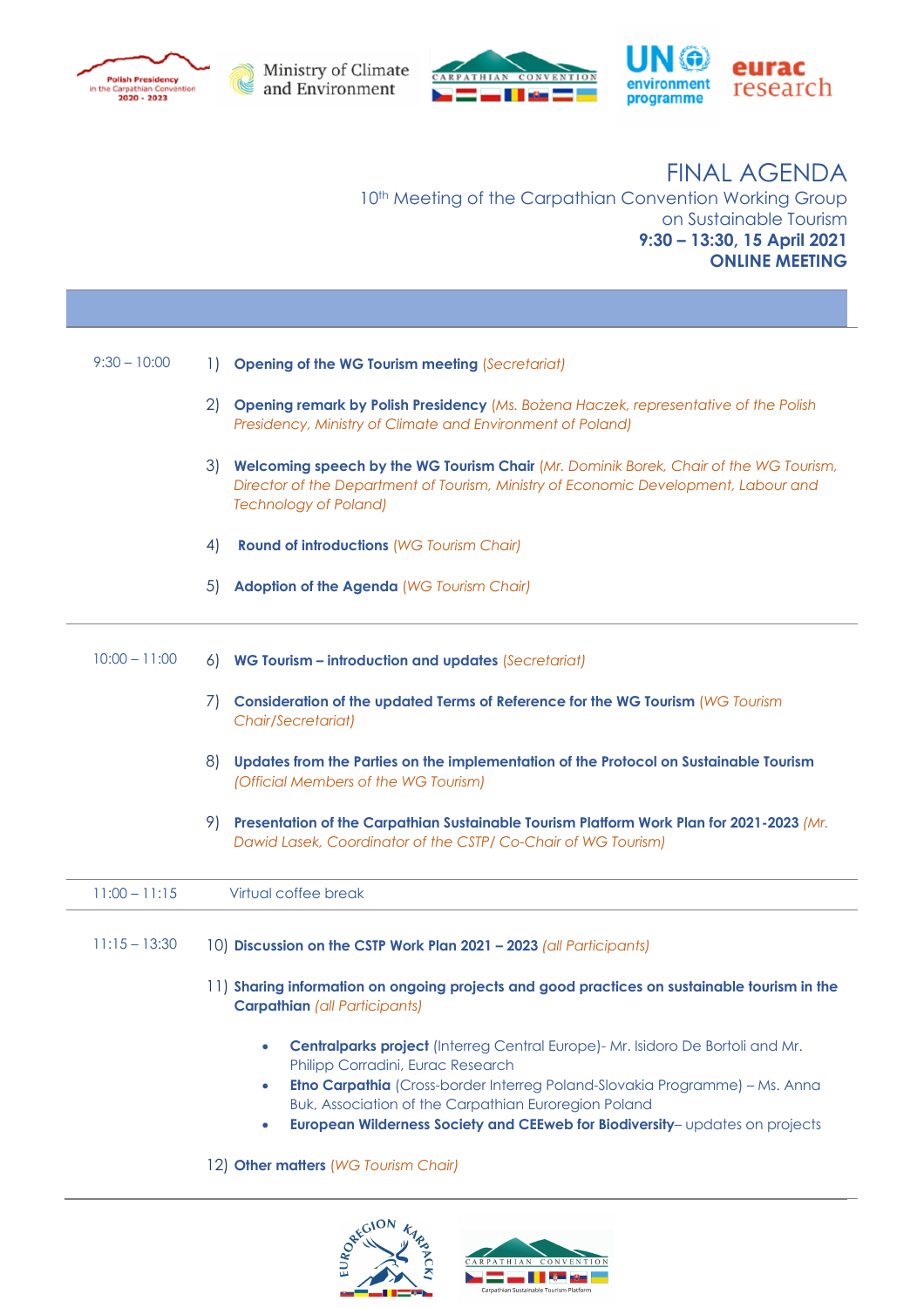# FINAL AGENDA

10th Meeting of the Carpathian Convention Working Group on Sustainable Tourism

**9:30 – 13:30, 15 April 2021**

**ONLINE MEETING**

---

9:30 – 10:00

1) **Opening of the WG Tourism meeting** *(Secretariat)*

2) **Opening remark by Polish Presidency** *(Ms. Bożena Haczek, representative of the Polish Presidency, Ministry of Climate and Environment of Poland)*

3) **Welcoming speech by the WG Tourism Chair** *(Mr. Dominik Borek, Chair of the WG Tourism, Director of the Department of Tourism, Ministry of Economic Development, Labour and Technology of Poland)*

4) **Round of introductions** *(WG Tourism Chair)*

5) **Adoption of the Agenda** *(WG Tourism Chair)*

---

10:00 – 11:00

6) **WG Tourism – introduction and updates** *(Secretariat)*

7) **Consideration of the updated Terms of Reference for the WG Tourism** *(WG Tourism Chair/Secretariat)*

8) **Updates from the Parties on the implementation of the Protocol on Sustainable Tourism** *(Official Members of the WG Tourism)*

9) **Presentation of the Carpathian Sustainable Tourism Platform Work Plan for 2021-2023** *(Mr. Dawid Lasek, Coordinator of the CSTP/ Co-Chair of WG Tourism)*

---

11:00 – 11:15 Virtual coffee break

---

11:15 – 13:30

10) **Discussion on the CSTP Work Plan 2021 – 2023** *(all Participants)*

11) **Sharing information on ongoing projects and good practices on sustainable tourism in the Carpathian** *(all Participants)*

- **Centralparks project** (Interreg Central Europe)- Mr. Isidoro De Bortoli and Mr. Philipp Corradini, Eurac Research
- **Etno Carpathia** (Cross-border Interreg Poland-Slovakia Programme) – Ms. Anna Buk, Association of the Carpathian Euroregion Poland
- **European Wilderness Society and CEEweb for Biodiversity**– updates on projects

12) **Other matters** *(WG Tourism Chair)*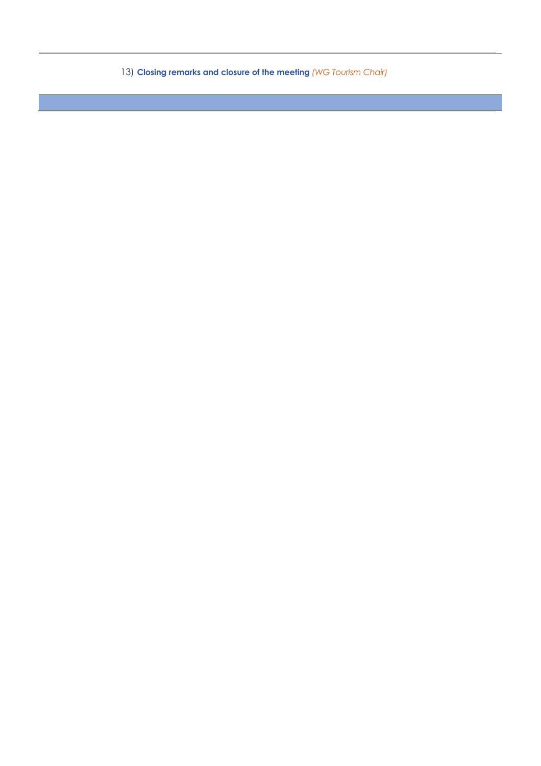13) **Closing remarks and closure of the meeting** *(WG Tourism Chair)*